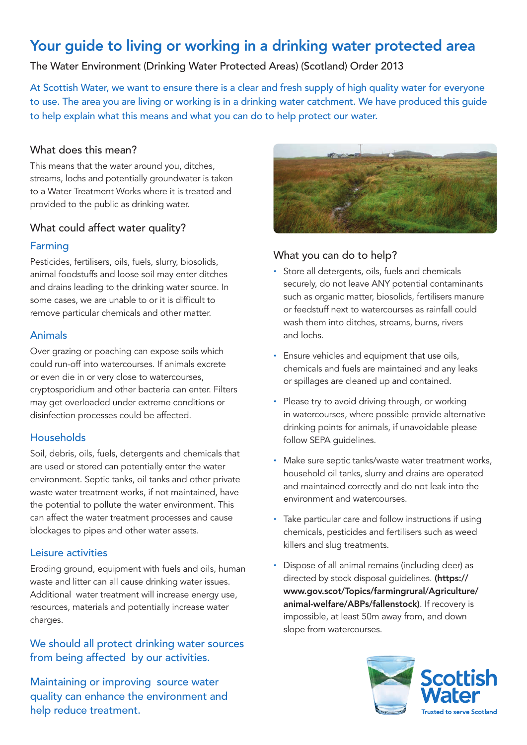# Your guide to living or working in a drinking water protected area

The Water Environment (Drinking Water Protected Areas) (Scotland) Order 2013

At Scottish Water, we want to ensure there is a clear and fresh supply of high quality water for everyone to use. The area you are living or working is in a drinking water catchment. We have produced this guide to help explain what this means and what you can do to help protect our water.

## What does this mean?

This means that the water around you, ditches, streams, lochs and potentially groundwater is taken to a Water Treatment Works where it is treated and provided to the public as drinking water.

## What could affect water quality?

### Farming

Pesticides, fertilisers, oils, fuels, slurry, biosolids, animal foodstuffs and loose soil may enter ditches and drains leading to the drinking water source. In some cases, we are unable to or it is difficult to remove particular chemicals and other matter.

### Animals

Over grazing or poaching can expose soils which could run-off into watercourses. If animals excrete or even die in or very close to watercourses, cryptosporidium and other bacteria can enter. Filters may get overloaded under extreme conditions or disinfection processes could be affected.

### Households

Soil, debris, oils, fuels, detergents and chemicals that are used or stored can potentially enter the water environment. Septic tanks, oil tanks and other private waste water treatment works, if not maintained, have the potential to pollute the water environment. This can affect the water treatment processes and cause blockages to pipes and other water assets.

### Leisure activities

Eroding ground, equipment with fuels and oils, human waste and litter can all cause drinking water issues. Additional water treatment will increase energy use, resources, materials and potentially increase water charges.

We should all protect drinking water sources from being affected by our activities.

Maintaining or improving source water quality can enhance the environment and help reduce treatment.

## What you can do to help?

- Store all detergents, oils, fuels and chemicals securely, do not leave ANY potential contaminants such as organic matter, biosolids, fertilisers manure or feedstuff next to watercourses as rainfall could wash them into ditches, streams, burns, rivers and lochs.
- Ensure vehicles and equipment that use oils, chemicals and fuels are maintained and any leaks or spillages are cleaned up and contained.
- Please try to avoid driving through, or working in watercourses, where possible provide alternative drinking points for animals, if unavoidable please follow SEPA guidelines.
- Make sure septic tanks/waste water treatment works, household oil tanks, slurry and drains are operated and maintained correctly and do not leak into the environment and watercourses.
- Take particular care and follow instructions if using chemicals, pesticides and fertilisers such as weed killers and slug treatments.
- Dispose of all animal remains (including deer) as directed by stock disposal guidelines. **(https://www.gov.scot/Topics/farmingrural/Agriculture/animal-welfare/ABPs/fallenstock)**. If recovery is impossible, at least 50m away from, and down slope from watercourses.

Scottish Water
Trusted to serve Scotland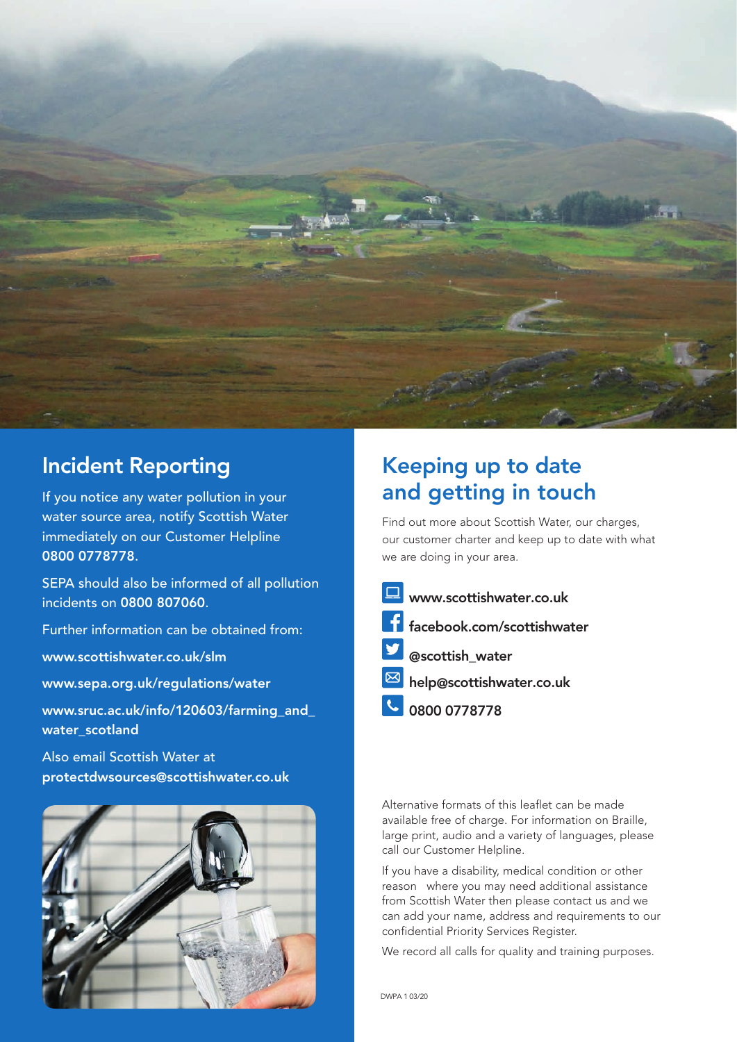## Incident Reporting

If you notice any water pollution in your water source area, notify Scottish Water immediately on our Customer Helpline **0800 0778778**.

SEPA should also be informed of all pollution incidents on **0800 807060**.

Further information can be obtained from:

**www.scottishwater.co.uk/slm**

**www.sepa.org.uk/regulations/water**

**www.sruc.ac.uk/info/120603/farming_and_water_scotland**

Also email Scottish Water at **protectdwsources@scottishwater.co.uk**

## Keeping up to date and getting in touch

Find out more about Scottish Water, our charges, our customer charter and keep up to date with what we are doing in your area.

**www.scottishwater.co.uk**

**facebook.com/scottishwater**

**@scottish_water**

**help@scottishwater.co.uk**

**0800 0778778**

Alternative formats of this leaflet can be made available free of charge. For information on Braille, large print, audio and a variety of languages, please call our Customer Helpline.

If you have a disability, medical condition or other reason where you may need additional assistance from Scottish Water then please contact us and we can add your name, address and requirements to our confidential Priority Services Register.

We record all calls for quality and training purposes.

DWPA 1 03/20